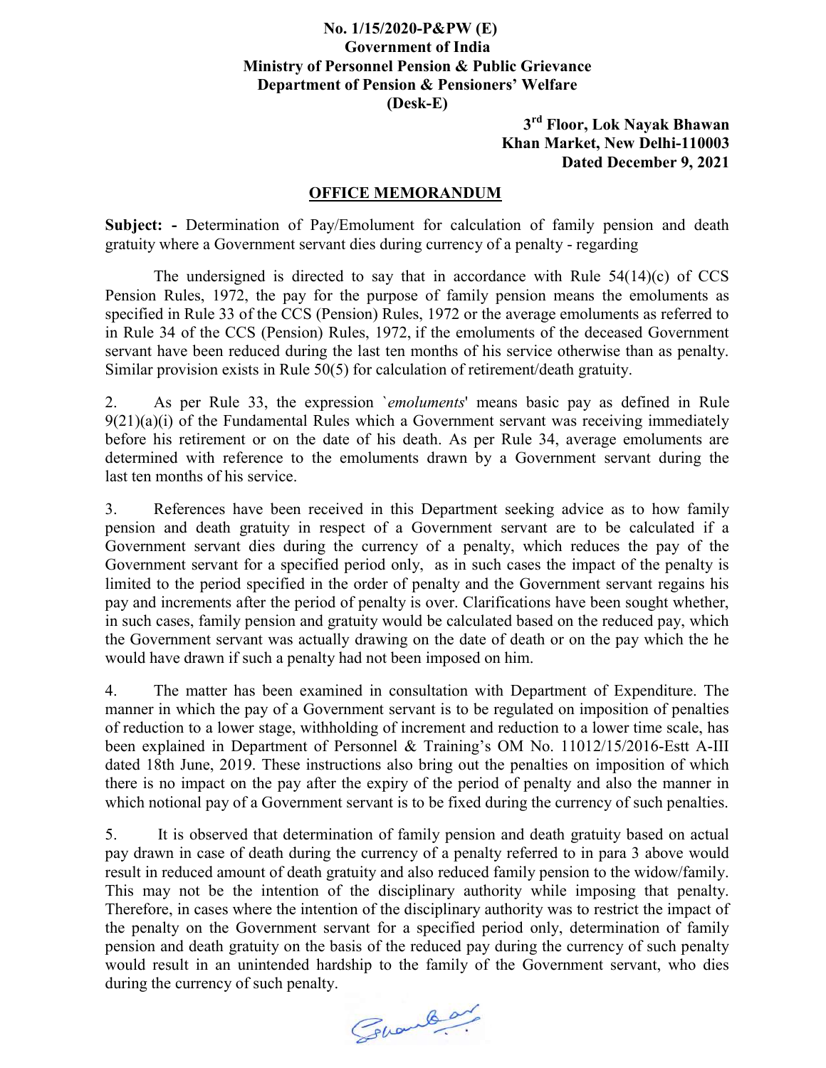**No. 1/15/2020-P&PW (E)**
**Government of India**
**Ministry of Personnel Pension & Public Grievance**
**Department of Pension & Pensioners' Welfare**
**(Desk-E)**

**3rd Floor, Lok Nayak Bhawan**
**Khan Market, New Delhi-110003**
**Dated December 9, 2021**

## OFFICE MEMORANDUM

**Subject: -** Determination of Pay/Emolument for calculation of family pension and death gratuity where a Government servant dies during currency of a penalty - regarding

The undersigned is directed to say that in accordance with Rule 54(14)(c) of CCS Pension Rules, 1972, the pay for the purpose of family pension means the emoluments as specified in Rule 33 of the CCS (Pension) Rules, 1972 or the average emoluments as referred to in Rule 34 of the CCS (Pension) Rules, 1972, if the emoluments of the deceased Government servant have been reduced during the last ten months of his service otherwise than as penalty. Similar provision exists in Rule 50(5) for calculation of retirement/death gratuity.

2. As per Rule 33, the expression `*emoluments*' means basic pay as defined in Rule 9(21)(a)(i) of the Fundamental Rules which a Government servant was receiving immediately before his retirement or on the date of his death. As per Rule 34, average emoluments are determined with reference to the emoluments drawn by a Government servant during the last ten months of his service.

3. References have been received in this Department seeking advice as to how family pension and death gratuity in respect of a Government servant are to be calculated if a Government servant dies during the currency of a penalty, which reduces the pay of the Government servant for a specified period only, as in such cases the impact of the penalty is limited to the period specified in the order of penalty and the Government servant regains his pay and increments after the period of penalty is over. Clarifications have been sought whether, in such cases, family pension and gratuity would be calculated based on the reduced pay, which the Government servant was actually drawing on the date of death or on the pay which the he would have drawn if such a penalty had not been imposed on him.

4. The matter has been examined in consultation with Department of Expenditure. The manner in which the pay of a Government servant is to be regulated on imposition of penalties of reduction to a lower stage, withholding of increment and reduction to a lower time scale, has been explained in Department of Personnel & Training's OM No. 11012/15/2016-Estt A-III dated 18th June, 2019. These instructions also bring out the penalties on imposition of which there is no impact on the pay after the expiry of the period of penalty and also the manner in which notional pay of a Government servant is to be fixed during the currency of such penalties.

5. It is observed that determination of family pension and death gratuity based on actual pay drawn in case of death during the currency of a penalty referred to in para 3 above would result in reduced amount of death gratuity and also reduced family pension to the widow/family. This may not be the intention of the disciplinary authority while imposing that penalty. Therefore, in cases where the intention of the disciplinary authority was to restrict the impact of the penalty on the Government servant for a specified period only, determination of family pension and death gratuity on the basis of the reduced pay during the currency of such penalty would result in an unintended hardship to the family of the Government servant, who dies during the currency of such penalty.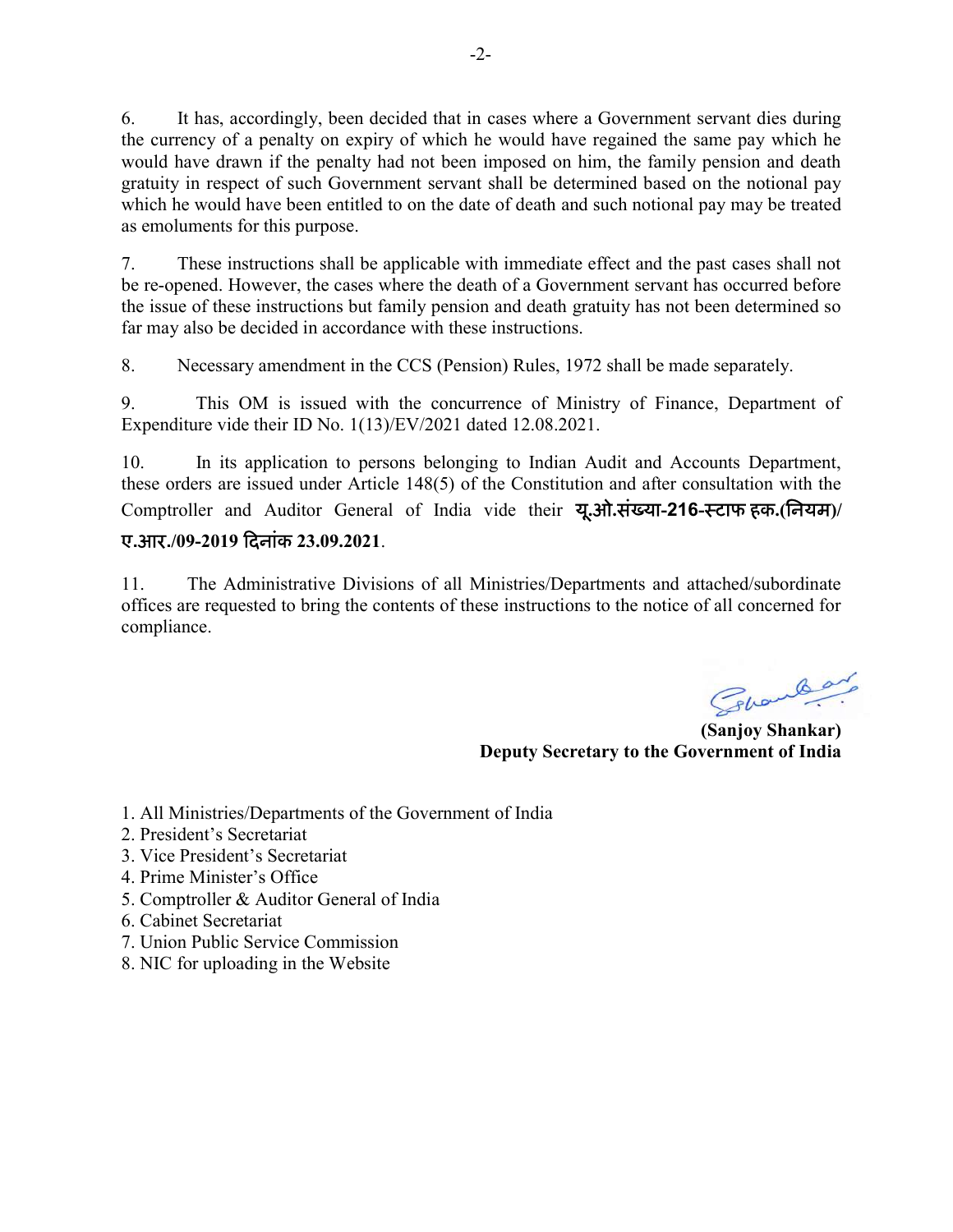6. It has, accordingly, been decided that in cases where a Government servant dies during the currency of a penalty on expiry of which he would have regained the same pay which he would have drawn if the penalty had not been imposed on him, the family pension and death gratuity in respect of such Government servant shall be determined based on the notional pay which he would have been entitled to on the date of death and such notional pay may be treated as emoluments for this purpose.

7. These instructions shall be applicable with immediate effect and the past cases shall not be re-opened. However, the cases where the death of a Government servant has occurred before the issue of these instructions but family pension and death gratuity has not been determined so far may also be decided in accordance with these instructions.

8. Necessary amendment in the CCS (Pension) Rules, 1972 shall be made separately.

9. This OM is issued with the concurrence of Ministry of Finance, Department of Expenditure vide their ID No. 1(13)/EV/2021 dated 12.08.2021.

10. In its application to persons belonging to Indian Audit and Accounts Department, these orders are issued under Article 148(5) of the Constitution and after consultation with the Comptroller and Auditor General of India vide their **यू.ओ.संख्या-216-स्टाफ हक.(नियम)/ ए.आर./09-2019 दिनांक 23.09.2021**.

11. The Administrative Divisions of all Ministries/Departments and attached/subordinate offices are requested to bring the contents of these instructions to the notice of all concerned for compliance.

**(Sanjoy Shankar)**
**Deputy Secretary to the Government of India**

1. All Ministries/Departments of the Government of India
2. President's Secretariat
3. Vice President's Secretariat
4. Prime Minister's Office
5. Comptroller & Auditor General of India
6. Cabinet Secretariat
7. Union Public Service Commission
8. NIC for uploading in the Website